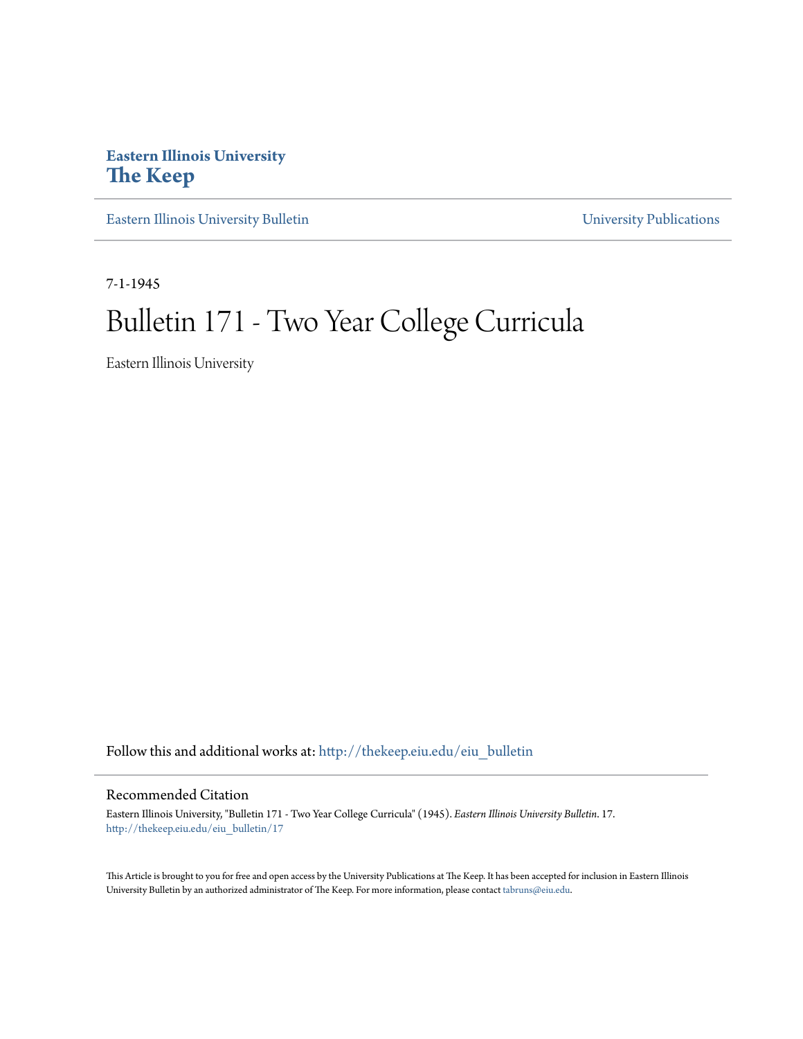**Eastern Illinois University**
**The Keep**

Eastern Illinois University Bulletin University Publications

7-1-1945

# Bulletin 171 - Two Year College Curricula

Eastern Illinois University

Follow this and additional works at: http://thekeep.eiu.edu/eiu_bulletin

## Recommended Citation

Eastern Illinois University, "Bulletin 171 - Two Year College Curricula" (1945). *Eastern Illinois University Bulletin*. 17.
http://thekeep.eiu.edu/eiu_bulletin/17

This Article is brought to you for free and open access by the University Publications at The Keep. It has been accepted for inclusion in Eastern Illinois University Bulletin by an authorized administrator of The Keep. For more information, please contact tabruns@eiu.edu.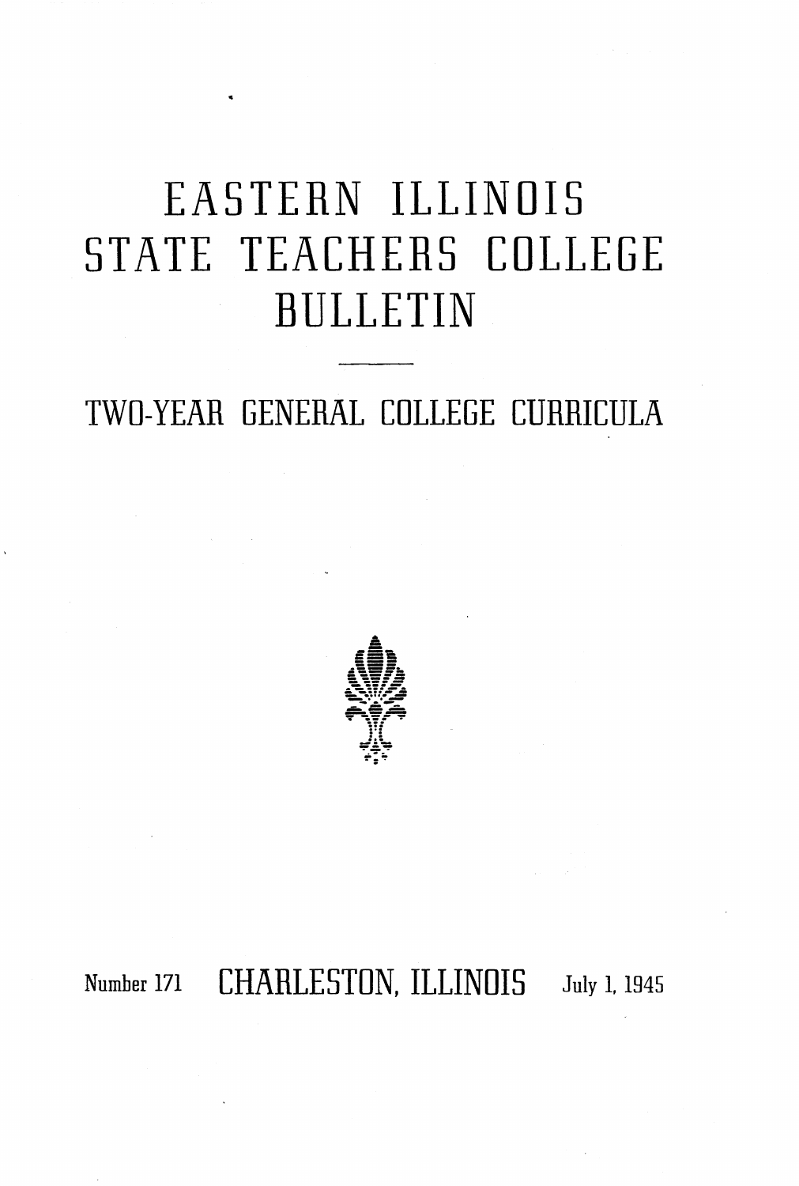# EASTERN ILLINOIS STATE TEACHERS COLLEGE BULLETIN

## TWO-YEAR GENERAL COLLEGE CURRICULA

Number 171 CHARLESTON, ILLINOIS July 1, 1945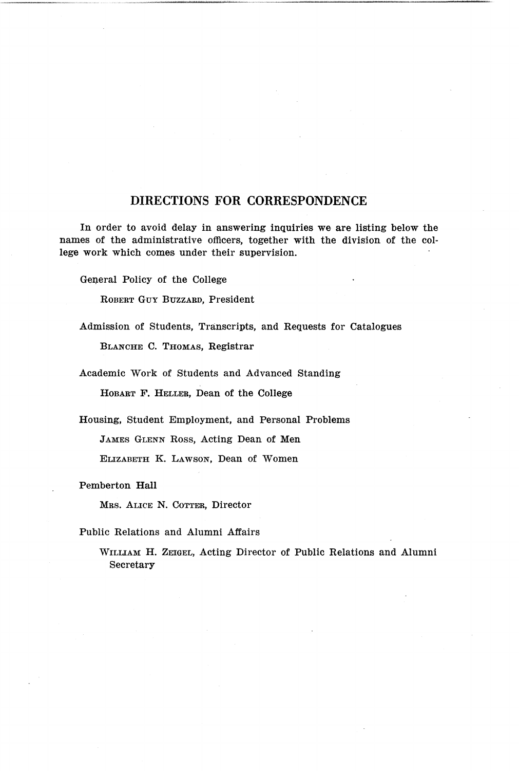## DIRECTIONS FOR CORRESPONDENCE

In order to avoid delay in answering inquiries we are listing below the names of the administrative officers, together with the division of the college work which comes under their supervision.

General Policy of the College

ROBERT GUY BUZZARD, President

Admission of Students, Transcripts, and Requests for Catalogues

BLANCHE C. THOMAS, Registrar

Academic Work of Students and Advanced Standing

HOBART F. HELLER, Dean of the College

Housing, Student Employment, and Personal Problems

JAMES GLENN ROSS, Acting Dean of Men

ELIZABETH K. LAWSON, Dean of Women

Pemberton Hall

MRS. ALICE N. COTTER, Director

Public Relations and Alumni Affairs

WILLIAM H. ZEIGEL, Acting Director of Public Relations and Alumni Secretary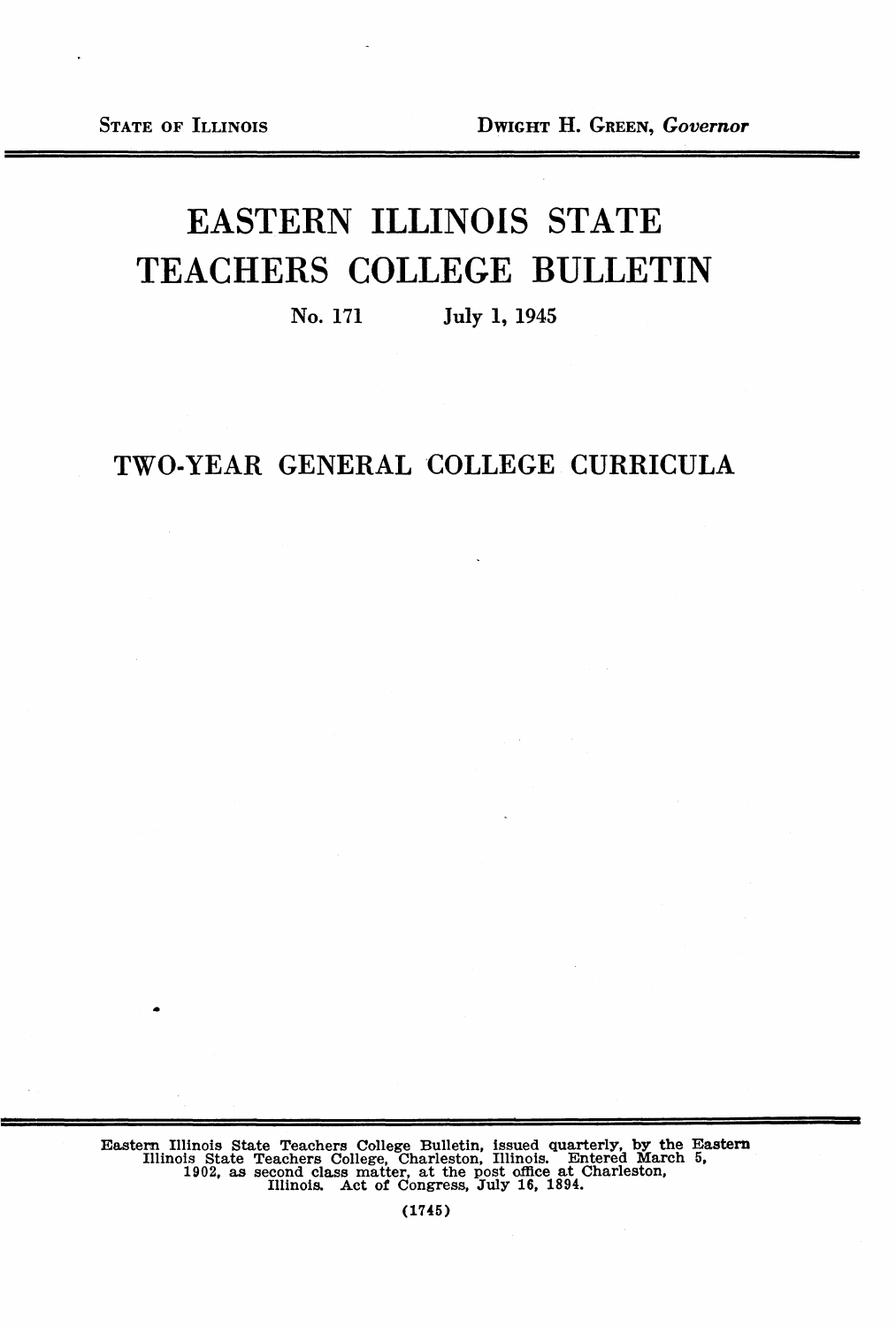STATE OF ILLINOIS DWIGHT H. GREEN, *Governor*

# EASTERN ILLINOIS STATE TEACHERS COLLEGE BULLETIN

No. 171 July 1, 1945

## TWO-YEAR GENERAL COLLEGE CURRICULA

Eastern Illinois State Teachers College Bulletin, issued quarterly, by the Eastern Illinois State Teachers College, Charleston, Illinois. Entered March 5, 1902, as second class matter, at the post office at Charleston, Illinois. Act of Congress, July 16, 1894.

(1745)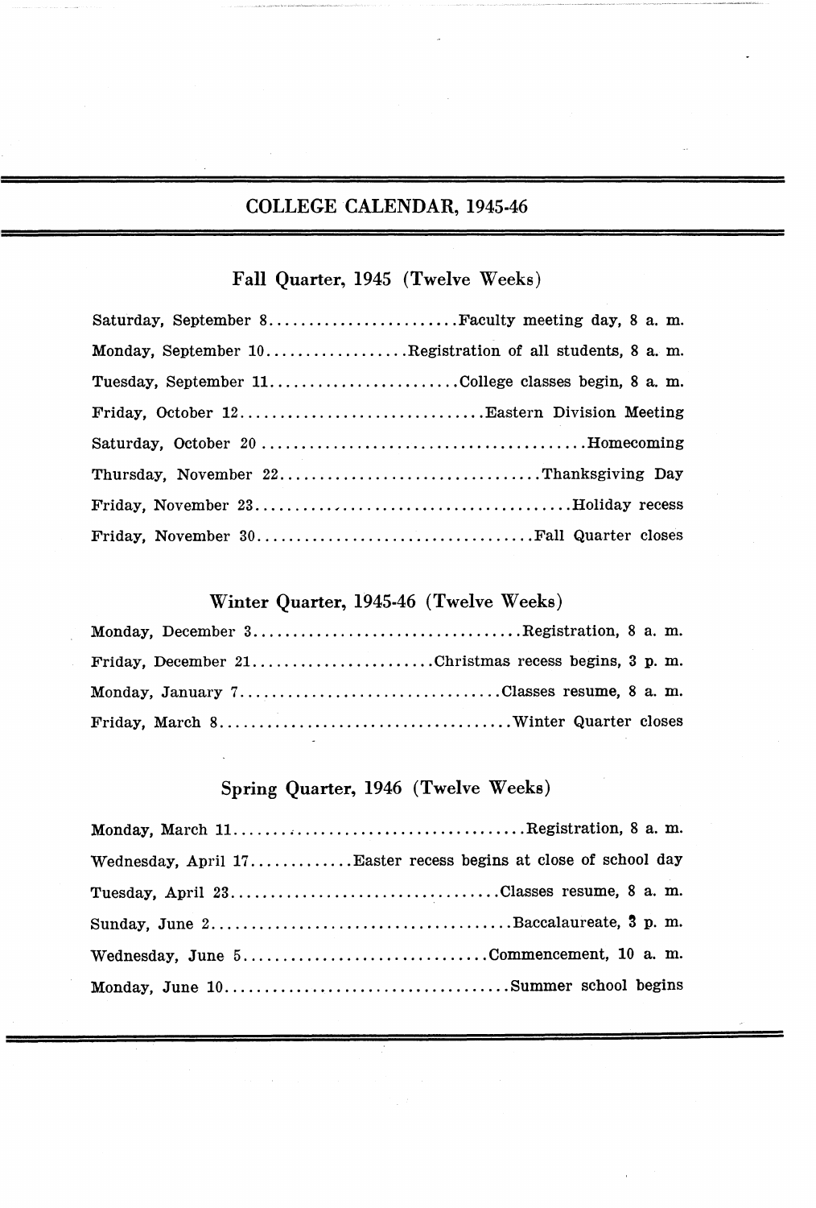# COLLEGE CALENDAR, 1945-46

## Fall Quarter, 1945 (Twelve Weeks)

Saturday, September 8........................Faculty meeting day, 8 a. m.

Monday, September 10..................Registration of all students, 8 a. m.

Tuesday, September 11........................College classes begin, 8 a. m.

Friday, October 12...............................Eastern Division Meeting

Saturday, October 20 .........................................Homecoming

Thursday, November 22.................................Thanksgiving Day

Friday, November 23........................................Holiday recess

Friday, November 30...................................Fall Quarter closes

## Winter Quarter, 1945-46 (Twelve Weeks)

Monday, December 3..................................Registration, 8 a. m.

Friday, December 21.......................Christmas recess begins, 3 p. m.

Monday, January 7.................................Classes resume, 8 a. m.

Friday, March 8.....................................Winter Quarter closes

## Spring Quarter, 1946 (Twelve Weeks)

Monday, March 11.....................................Registration, 8 a. m.

Wednesday, April 17.............Easter recess begins at close of school day

Tuesday, April 23..................................Classes resume, 8 a. m.

Sunday, June 2......................................Baccalaureate, 3 p. m.

Wednesday, June 5...............................Commencement, 10 a. m.

Monday, June 10....................................Summer school begins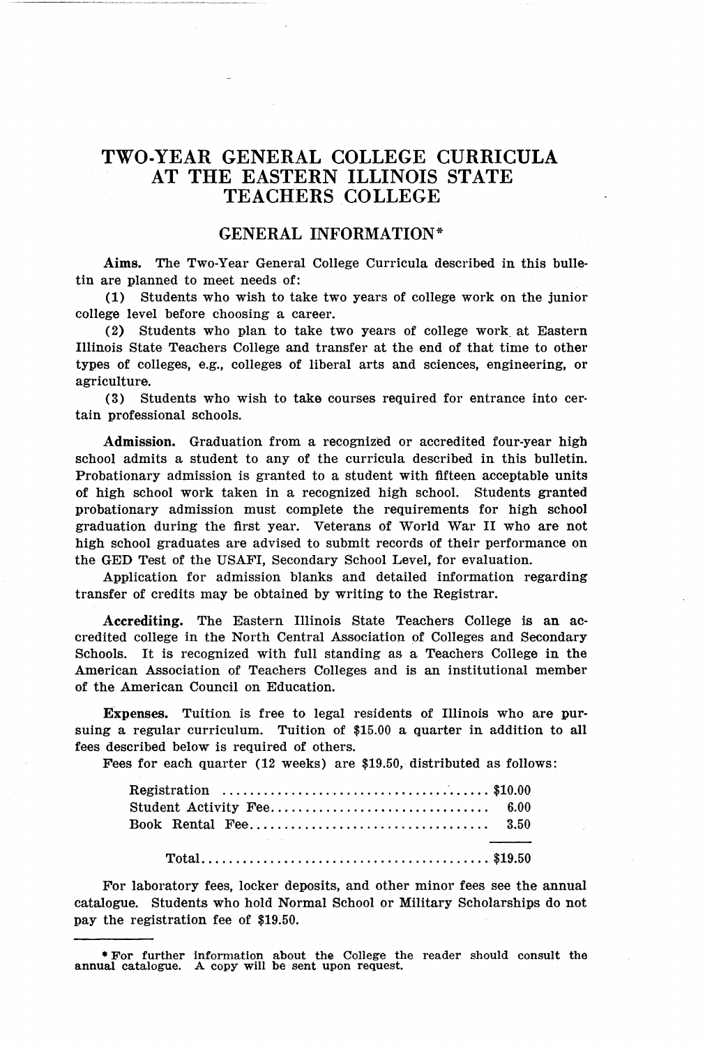# TWO-YEAR GENERAL COLLEGE CURRICULA AT THE EASTERN ILLINOIS STATE TEACHERS COLLEGE

## GENERAL INFORMATION*

**Aims.** The Two-Year General College Curricula described in this bulletin are planned to meet needs of:

(1) Students who wish to take two years of college work on the junior college level before choosing a career.

(2) Students who plan to take two years of college work at Eastern Illinois State Teachers College and transfer at the end of that time to other types of colleges, e.g., colleges of liberal arts and sciences, engineering, or agriculture.

(3) Students who wish to take courses required for entrance into certain professional schools.

**Admission.** Graduation from a recognized or accredited four-year high school admits a student to any of the curricula described in this bulletin. Probationary admission is granted to a student with fifteen acceptable units of high school work taken in a recognized high school. Students granted probationary admission must complete the requirements for high school graduation during the first year. Veterans of World War II who are not high school graduates are advised to submit records of their performance on the GED Test of the USAFI, Secondary School Level, for evaluation.

Application for admission blanks and detailed information regarding transfer of credits may be obtained by writing to the Registrar.

**Accrediting.** The Eastern Illinois State Teachers College is an accredited college in the North Central Association of Colleges and Secondary Schools. It is recognized with full standing as a Teachers College in the American Association of Teachers Colleges and is an institutional member of the American Council on Education.

**Expenses.** Tuition is free to legal residents of Illinois who are pursuing a regular curriculum. Tuition of $15.00 a quarter in addition to all fees described below is required of others.

Fees for each quarter (12 weeks) are $19.50, distributed as follows:

| | |
|---|---|
| Registration | $10.00 |
| Student Activity Fee | 6.00 |
| Book Rental Fee | 3.50 |
| Total | $19.50 |

For laboratory fees, locker deposits, and other minor fees see the annual catalogue. Students who hold Normal School or Military Scholarships do not pay the registration fee of $19.50.

---

* For further information about the College the reader should consult the annual catalogue. A copy will be sent upon request.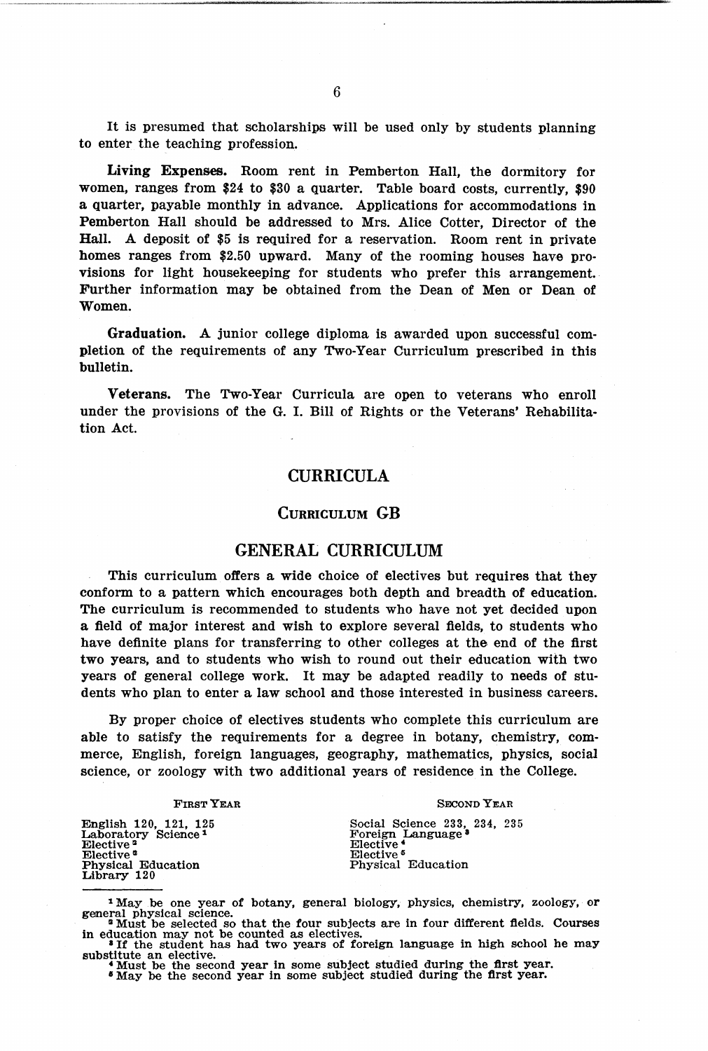It is presumed that scholarships will be used only by students planning to enter the teaching profession.

**Living Expenses.** Room rent in Pemberton Hall, the dormitory for women, ranges from $24 to $30 a quarter. Table board costs, currently, $90 a quarter, payable monthly in advance. Applications for accommodations in Pemberton Hall should be addressed to Mrs. Alice Cotter, Director of the Hall. A deposit of $5 is required for a reservation. Room rent in private homes ranges from $2.50 upward. Many of the rooming houses have provisions for light housekeeping for students who prefer this arrangement. Further information may be obtained from the Dean of Men or Dean of Women.

**Graduation.** A junior college diploma is awarded upon successful completion of the requirements of any Two-Year Curriculum prescribed in this bulletin.

**Veterans.** The Two-Year Curricula are open to veterans who enroll under the provisions of the G. I. Bill of Rights or the Veterans' Rehabilitation Act.

# CURRICULA

## Curriculum GB

## GENERAL CURRICULUM

This curriculum offers a wide choice of electives but requires that they conform to a pattern which encourages both depth and breadth of education. The curriculum is recommended to students who have not yet decided upon a field of major interest and wish to explore several fields, to students who have definite plans for transferring to other colleges at the end of the first two years, and to students who wish to round out their education with two years of general college work. It may be adapted readily to needs of students who plan to enter a law school and those interested in business careers.

By proper choice of electives students who complete this curriculum are able to satisfy the requirements for a degree in botany, chemistry, commerce, English, foreign languages, geography, mathematics, physics, social science, or zoology with two additional years of residence in the College.

| First Year | Second Year |
|---|---|
| English 120, 121, 125 | Social Science 233, 234, 235 |
| Laboratory Science [1] | Foreign Language [3] |
| Elective [2] | Elective [4] |
| Elective [2] | Elective [5] |
| Physical Education | Physical Education |
| Library 120 | |

[1] May be one year of botany, general biology, physics, chemistry, zoology, or general physical science.

[2] Must be selected so that the four subjects are in four different fields. Courses in education may not be counted as electives.

[3] If the student has had two years of foreign language in high school he may substitute an elective.

[4] Must be the second year in some subject studied during the first year.

[5] May be the second year in some subject studied during the first year.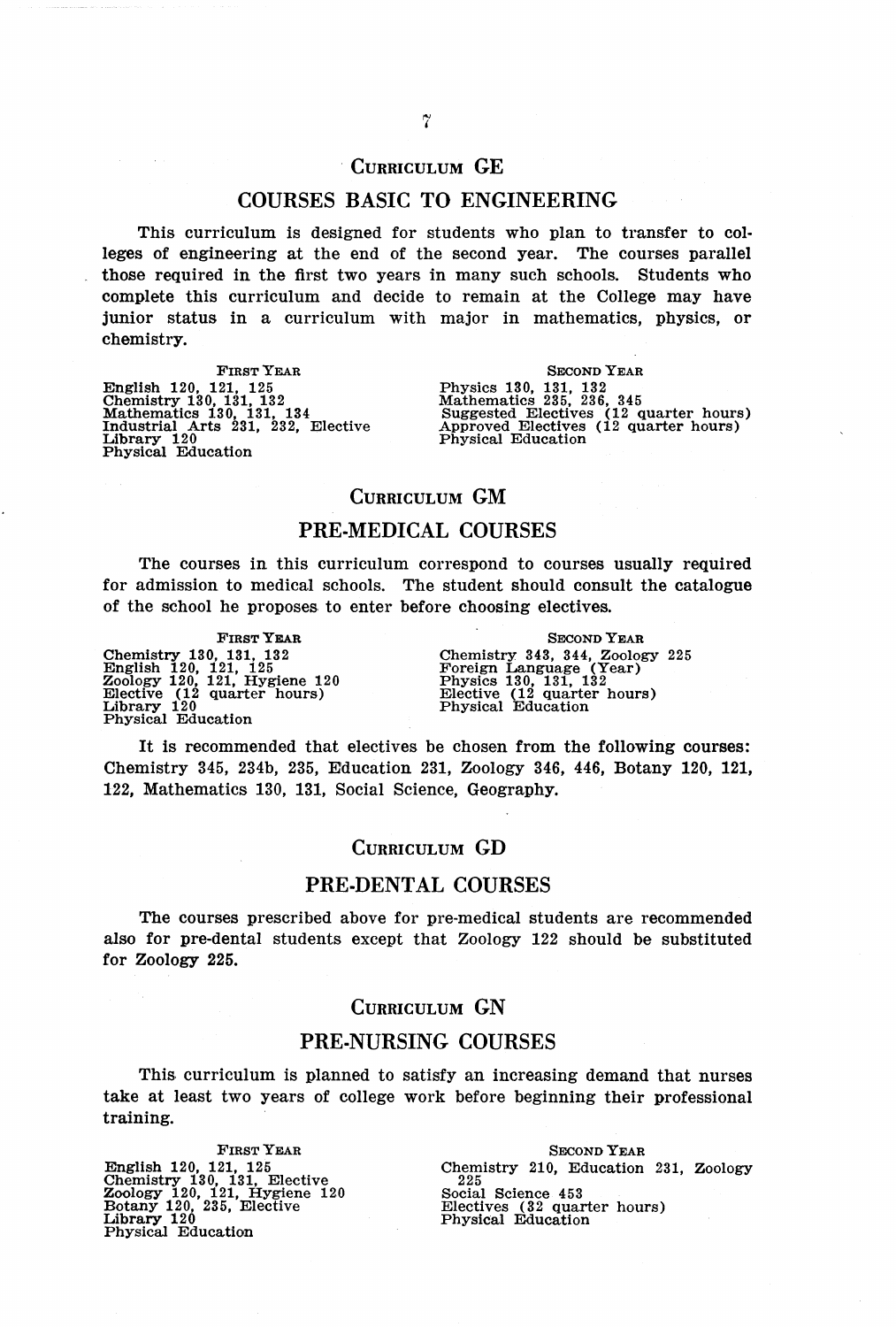## Curriculum GE

## COURSES BASIC TO ENGINEERING

This curriculum is designed for students who plan to transfer to colleges of engineering at the end of the second year. The courses parallel those required in the first two years in many such schools. Students who complete this curriculum and decide to remain at the College may have junior status in a curriculum with major in mathematics, physics, or chemistry.

| First Year | Second Year |
|---|---|
| English 120, 121, 125 | Physics 130, 131, 132 |
| Chemistry 130, 131, 132 | Mathematics 235, 236, 345 |
| Mathematics 130, 131, 134 | Suggested Electives (12 quarter hours) |
| Industrial Arts 231, 232, Elective | Approved Electives (12 quarter hours) |
| Library 120 | Physical Education |
| Physical Education | |

## Curriculum GM

## PRE-MEDICAL COURSES

The courses in this curriculum correspond to courses usually required for admission to medical schools. The student should consult the catalogue of the school he proposes to enter before choosing electives.

| First Year | Second Year |
|---|---|
| Chemistry 130, 131, 132 | Chemistry 343, 344, Zoology 225 |
| English 120, 121, 125 | Foreign Language (Year) |
| Zoology 120, 121, Hygiene 120 | Physics 130, 131, 132 |
| Elective (12 quarter hours) | Elective (12 quarter hours) |
| Library 120 | Physical Education |
| Physical Education | |

It is recommended that electives be chosen from the following courses: Chemistry 345, 234b, 235, Education 231, Zoology 346, 446, Botany 120, 121, 122, Mathematics 130, 131, Social Science, Geography.

## Curriculum GD

## PRE-DENTAL COURSES

The courses prescribed above for pre-medical students are recommended also for pre-dental students except that Zoology 122 should be substituted for Zoology 225.

## Curriculum GN

## PRE-NURSING COURSES

This curriculum is planned to satisfy an increasing demand that nurses take at least two years of college work before beginning their professional training.

| First Year | Second Year |
|---|---|
| English 120, 121, 125 | Chemistry 210, Education 231, Zoology 225 |
| Chemistry 130, 131, Elective | Social Science 453 |
| Zoology 120, 121, Hygiene 120 | Electives (32 quarter hours) |
| Botany 120, 235, Elective | Physical Education |
| Library 120 | |
| Physical Education | |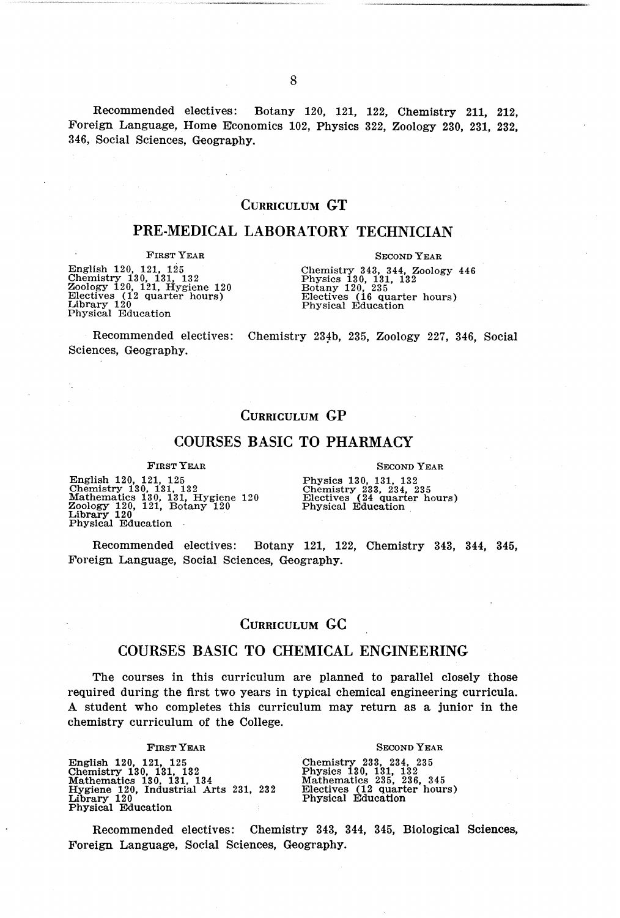Recommended electives: Botany 120, 121, 122, Chemistry 211, 212, Foreign Language, Home Economics 102, Physics 322, Zoology 230, 231, 232, 346, Social Sciences, Geography.

## CURRICULUM GT

## PRE-MEDICAL LABORATORY TECHNICIAN

| FIRST YEAR | SECOND YEAR |
|---|---|
| English 120, 121, 125 | Chemistry 343, 344, Zoology 446 |
| Chemistry 130, 131, 132 | Physics 130, 131, 132 |
| Zoology 120, 121, Hygiene 120 | Botany 120, 235 |
| Electives (12 quarter hours) | Electives (16 quarter hours) |
| Library 120 | Physical Education |
| Physical Education | |

Recommended electives: Chemistry 234b, 235, Zoology 227, 346, Social Sciences, Geography.

## CURRICULUM GP

## COURSES BASIC TO PHARMACY

| FIRST YEAR | SECOND YEAR |
|---|---|
| English 120, 121, 125 | Physics 130, 131, 132 |
| Chemistry 130, 131, 132 | Chemistry 233, 234, 235 |
| Mathematics 130, 131, Hygiene 120 | Electives (24 quarter hours) |
| Zoology 120, 121, Botany 120 | Physical Education |
| Library 120 | |
| Physical Education | |

Recommended electives: Botany 121, 122, Chemistry 343, 344, 345, Foreign Language, Social Sciences, Geography.

## CURRICULUM GC

## COURSES BASIC TO CHEMICAL ENGINEERING

The courses in this curriculum are planned to parallel closely those required during the first two years in typical chemical engineering curricula. A student who completes this curriculum may return as a junior in the chemistry curriculum of the College.

| FIRST YEAR | SECOND YEAR |
|---|---|
| English 120, 121, 125 | Chemistry 233, 234, 235 |
| Chemistry 130, 131, 132 | Physics 130, 131, 132 |
| Mathematics 130, 131, 134 | Mathematics 235, 236, 345 |
| Hygiene 120, Industrial Arts 231, 232 | Electives (12 quarter hours) |
| Library 120 | Physical Education |
| Physical Education | |

Recommended electives: Chemistry 343, 344, 345, Biological Sciences, Foreign Language, Social Sciences, Geography.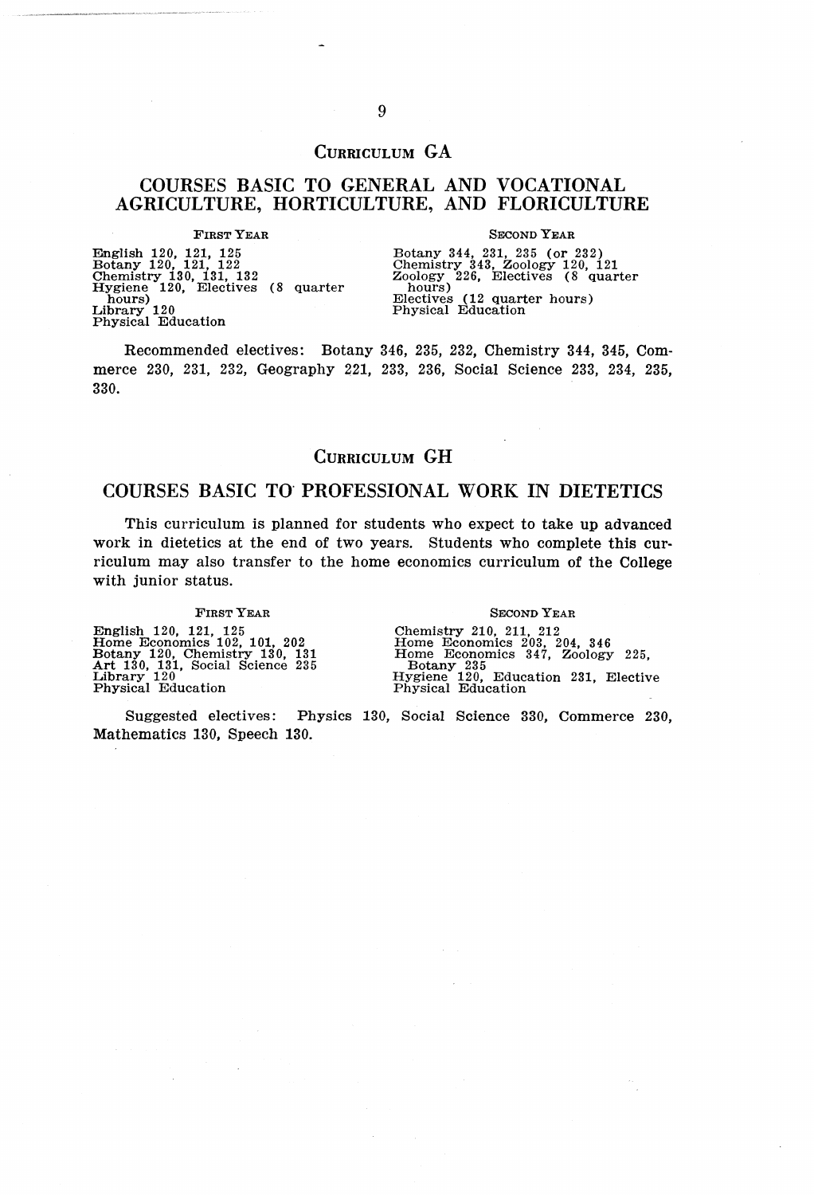## Curriculum GA

## COURSES BASIC TO GENERAL AND VOCATIONAL AGRICULTURE, HORTICULTURE, AND FLORICULTURE

| First Year | Second Year |
|---|---|
| English 120, 121, 125 | Botany 344, 231, 235 (or 232) |
| Botany 120, 121, 122 | Chemistry 343, Zoology 120, 121 |
| Chemistry 130, 131, 132 | Zoology 226, Electives (8 quarter hours) |
| Hygiene 120, Electives (8 quarter hours) | Electives (12 quarter hours) |
| Library 120 | Physical Education |
| Physical Education | |

Recommended electives: Botany 346, 235, 232, Chemistry 344, 345, Commerce 230, 231, 232, Geography 221, 233, 236, Social Science 233, 234, 235, 330.

## Curriculum GH

## COURSES BASIC TO PROFESSIONAL WORK IN DIETETICS

This curriculum is planned for students who expect to take up advanced work in dietetics at the end of two years. Students who complete this curriculum may also transfer to the home economics curriculum of the College with junior status.

| First Year | Second Year |
|---|---|
| English 120, 121, 125 | Chemistry 210, 211, 212 |
| Home Economics 102, 101, 202 | Home Economics 203, 204, 346 |
| Botany 120, Chemistry 130, 131 | Home Economics 347, Zoology 225, Botany 235 |
| Art 130, 131, Social Science 235 | Hygiene 120, Education 231, Elective |
| Library 120 | Physical Education |
| Physical Education | |

Suggested electives: Physics 130, Social Science 330, Commerce 230, Mathematics 130, Speech 130.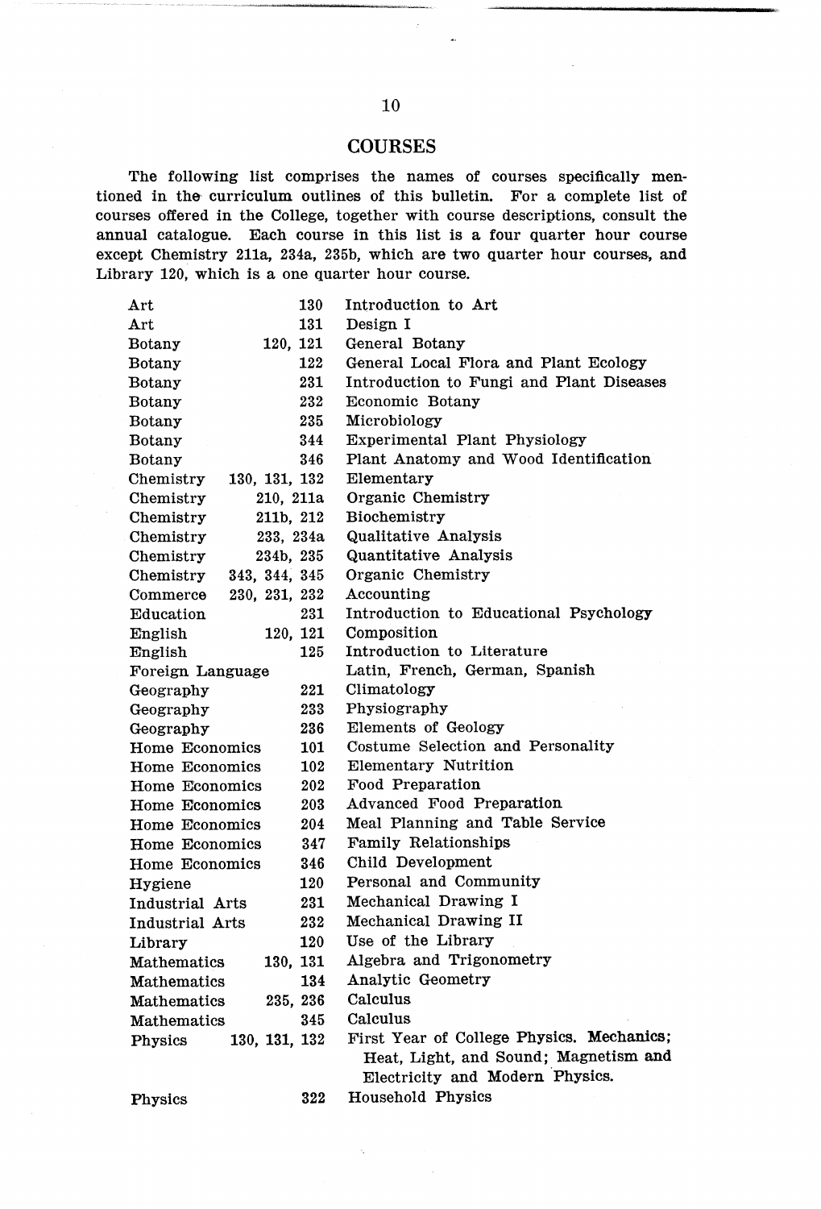## COURSES

The following list comprises the names of courses specifically mentioned in the curriculum outlines of this bulletin. For a complete list of courses offered in the College, together with course descriptions, consult the annual catalogue. Each course in this list is a four quarter hour course except Chemistry 211a, 234a, 235b, which are two quarter hour courses, and Library 120, which is a one quarter hour course.

| | | |
|---|---|---|
| Art | 130 | Introduction to Art |
| Art | 131 | Design I |
| Botany | 120, 121 | General Botany |
| Botany | 122 | General Local Flora and Plant Ecology |
| Botany | 231 | Introduction to Fungi and Plant Diseases |
| Botany | 232 | Economic Botany |
| Botany | 235 | Microbiology |
| Botany | 344 | Experimental Plant Physiology |
| Botany | 346 | Plant Anatomy and Wood Identification |
| Chemistry | 130, 131, 132 | Elementary |
| Chemistry | 210, 211a | Organic Chemistry |
| Chemistry | 211b, 212 | Biochemistry |
| Chemistry | 233, 234a | Qualitative Analysis |
| Chemistry | 234b, 235 | Quantitative Analysis |
| Chemistry | 343, 344, 345 | Organic Chemistry |
| Commerce | 230, 231, 232 | Accounting |
| Education | 231 | Introduction to Educational Psychology |
| English | 120, 121 | Composition |
| English | 125 | Introduction to Literature |
| Foreign Language | | Latin, French, German, Spanish |
| Geography | 221 | Climatology |
| Geography | 233 | Physiography |
| Geography | 236 | Elements of Geology |
| Home Economics | 101 | Costume Selection and Personality |
| Home Economics | 102 | Elementary Nutrition |
| Home Economics | 202 | Food Preparation |
| Home Economics | 203 | Advanced Food Preparation |
| Home Economics | 204 | Meal Planning and Table Service |
| Home Economics | 347 | Family Relationships |
| Home Economics | 346 | Child Development |
| Hygiene | 120 | Personal and Community |
| Industrial Arts | 231 | Mechanical Drawing I |
| Industrial Arts | 232 | Mechanical Drawing II |
| Library | 120 | Use of the Library |
| Mathematics | 130, 131 | Algebra and Trigonometry |
| Mathematics | 134 | Analytic Geometry |
| Mathematics | 235, 236 | Calculus |
| Mathematics | 345 | Calculus |
| Physics | 130, 131, 132 | First Year of College Physics. Mechanics; Heat, Light, and Sound; Magnetism and Electricity and Modern Physics. |
| Physics | 322 | Household Physics |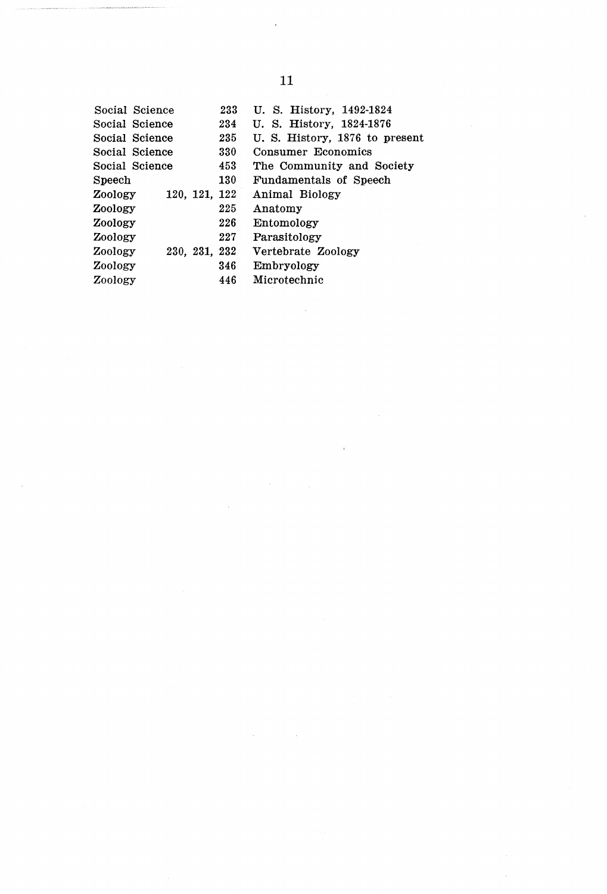| | | |
|---|---|---|
| Social Science | 233 | U. S. History, 1492-1824 |
| Social Science | 234 | U. S. History, 1824-1876 |
| Social Science | 235 | U. S. History, 1876 to present |
| Social Science | 330 | Consumer Economics |
| Social Science | 453 | The Community and Society |
| Speech | 130 | Fundamentals of Speech |
| Zoology | 120, 121, 122 | Animal Biology |
| Zoology | 225 | Anatomy |
| Zoology | 226 | Entomology |
| Zoology | 227 | Parasitology |
| Zoology | 230, 231, 232 | Vertebrate Zoology |
| Zoology | 346 | Embryology |
| Zoology | 446 | Microtechnic |